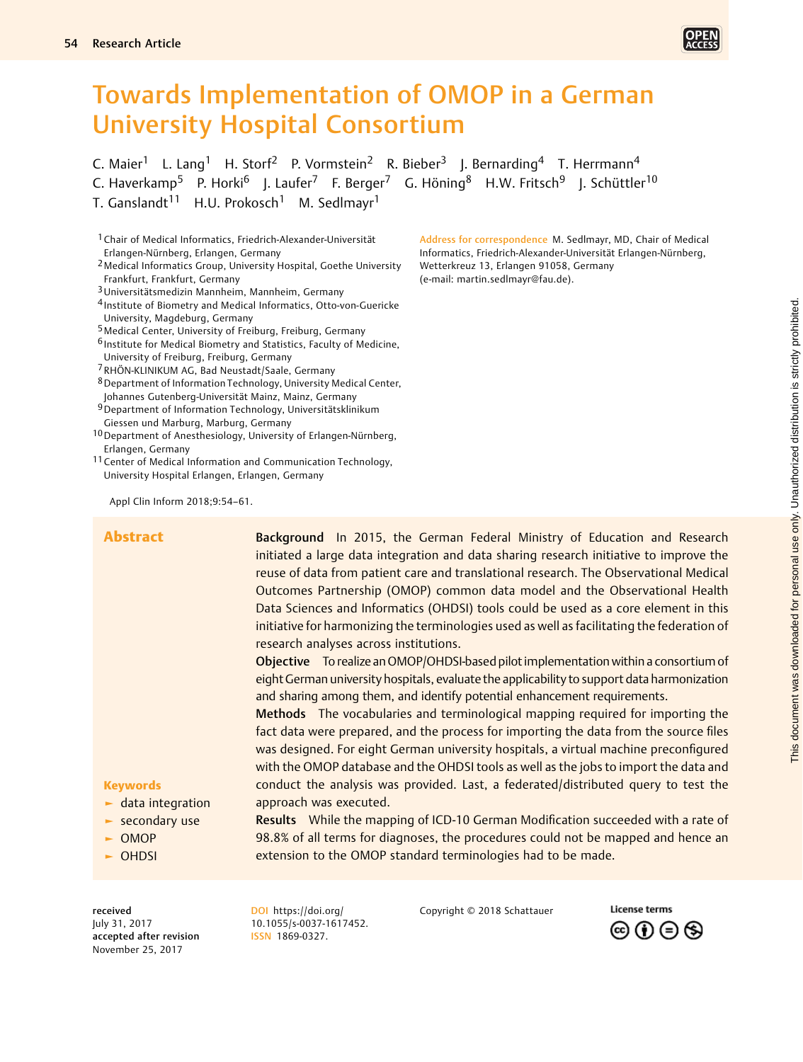# Towards Implementation of OMOP in a German University Hospital Consortium

C. Maier[1] L. Lang[1] H. Storf[2] P. Vormstein[2] R. Bieber[3] J. Bernarding[4] T. Herrmann[4] C. Haverkamp[5] P. Horki[6] J. Laufer[7] F. Berger[7] G. Höning[8] H.W. Fritsch[9] J. Schüttler[10] T. Ganslandt[11] H.U. Prokosch[1] M. Sedlmayr[1]

[1] Chair of Medical Informatics, Friedrich-Alexander-Universität Erlangen-Nürnberg, Erlangen, Germany
[2] Medical Informatics Group, University Hospital, Goethe University Frankfurt, Frankfurt, Germany
[3] Universitätsmedizin Mannheim, Mannheim, Germany
[4] Institute of Biometry and Medical Informatics, Otto-von-Guericke University, Magdeburg, Germany
[5] Medical Center, University of Freiburg, Freiburg, Germany
[6] Institute for Medical Biometry and Statistics, Faculty of Medicine, University of Freiburg, Freiburg, Germany
[7] RHÖN-KLINIKUM AG, Bad Neustadt/Saale, Germany
[8] Department of Information Technology, University Medical Center, Johannes Gutenberg-Universität Mainz, Mainz, Germany
[9] Department of Information Technology, Universitätsklinikum Giessen und Marburg, Marburg, Germany
[10] Department of Anesthesiology, University of Erlangen-Nürnberg, Erlangen, Germany
[11] Center of Medical Information and Communication Technology, University Hospital Erlangen, Erlangen, Germany

**Address for correspondence** M. Sedlmayr, MD, Chair of Medical Informatics, Friedrich-Alexander-Universität Erlangen-Nürnberg, Wetterkreuz 13, Erlangen 91058, Germany (e-mail: martin.sedlmayr@fau.de).

Appl Clin Inform 2018;9:54–61.

## Abstract

**Background** In 2015, the German Federal Ministry of Education and Research initiated a large data integration and data sharing research initiative to improve the reuse of data from patient care and translational research. The Observational Medical Outcomes Partnership (OMOP) common data model and the Observational Health Data Sciences and Informatics (OHDSI) tools could be used as a core element in this initiative for harmonizing the terminologies used as well as facilitating the federation of research analyses across institutions.

**Objective** To realize an OMOP/OHDSI-based pilot implementation within a consortium of eight German university hospitals, evaluate the applicability to support data harmonization and sharing among them, and identify potential enhancement requirements.

**Methods** The vocabularies and terminological mapping required for importing the fact data were prepared, and the process for importing the data from the source files was designed. For eight German university hospitals, a virtual machine preconfigured with the OMOP database and the OHDSI tools as well as the jobs to import the data and conduct the analysis was provided. Last, a federated/distributed query to test the approach was executed.

**Results** While the mapping of ICD-10 German Modification succeeded with a rate of 98.8% of all terms for diagnoses, the procedures could not be mapped and hence an extension to the OMOP standard terminologies had to be made.

**Keywords**

- data integration
- secondary use
- OMOP
- OHDSI

received
July 31, 2017
accepted after revision
November 25, 2017

DOI https://doi.org/10.1055/s-0037-1617452.
ISSN 1869-0327.

Copyright © 2018 Schattauer

License terms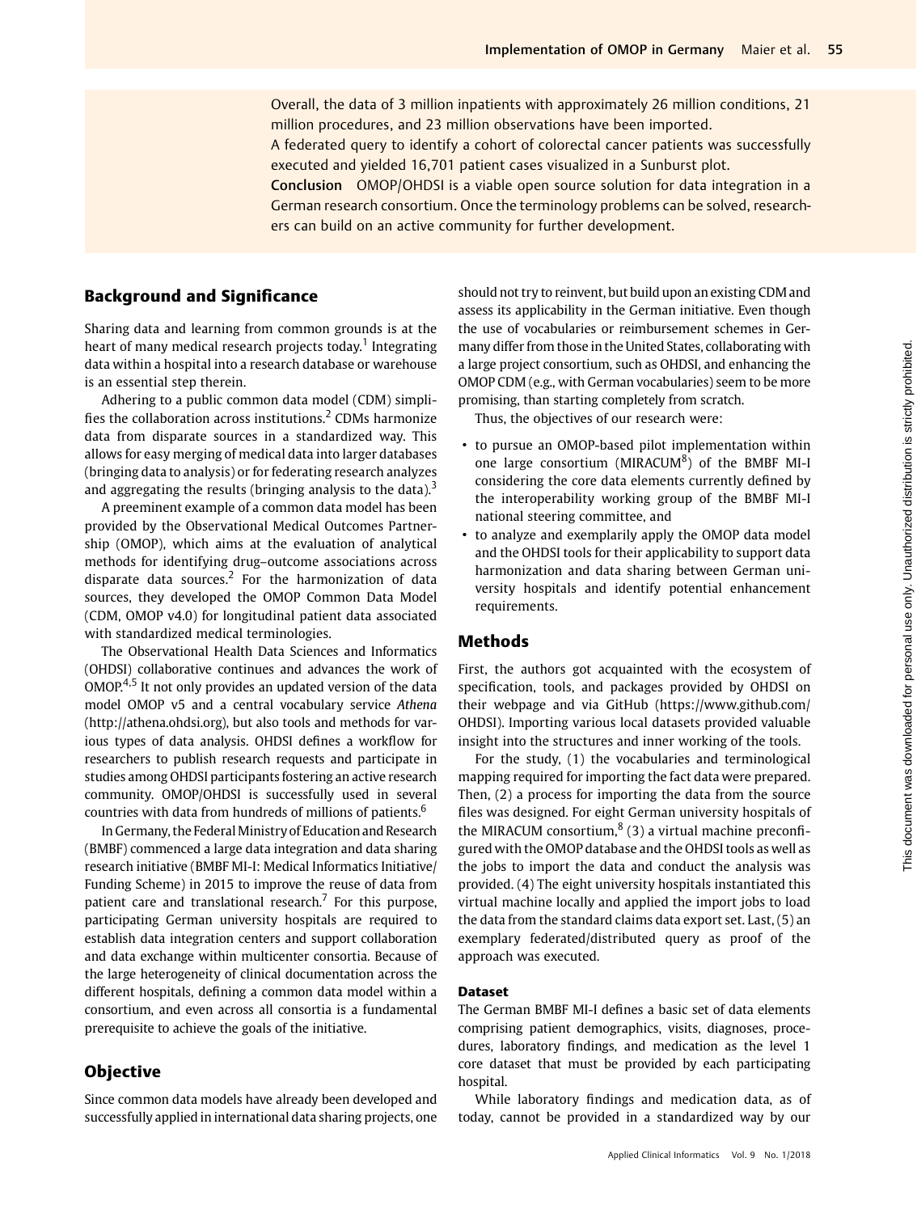Overall, the data of 3 million inpatients with approximately 26 million conditions, 21 million procedures, and 23 million observations have been imported.

A federated query to identify a cohort of colorectal cancer patients was successfully executed and yielded 16,701 patient cases visualized in a Sunburst plot.

**Conclusion** OMOP/OHDSI is a viable open source solution for data integration in a German research consortium. Once the terminology problems can be solved, researchers can build on an active community for further development.

## Background and Significance

Sharing data and learning from common grounds is at the heart of many medical research projects today.[1] Integrating data within a hospital into a research database or warehouse is an essential step therein.

Adhering to a public common data model (CDM) simplifies the collaboration across institutions.[2] CDMs harmonize data from disparate sources in a standardized way. This allows for easy merging of medical data into larger databases (bringing data to analysis) or for federating research analyzes and aggregating the results (bringing analysis to the data).[3]

A preeminent example of a common data model has been provided by the Observational Medical Outcomes Partnership (OMOP), which aims at the evaluation of analytical methods for identifying drug–outcome associations across disparate data sources.[2] For the harmonization of data sources, they developed the OMOP Common Data Model (CDM, OMOP v4.0) for longitudinal patient data associated with standardized medical terminologies.

The Observational Health Data Sciences and Informatics (OHDSI) collaborative continues and advances the work of OMOP.[4,5] It not only provides an updated version of the data model OMOP v5 and a central vocabulary service *Athena* (http://athena.ohdsi.org), but also tools and methods for various types of data analysis. OHDSI defines a workflow for researchers to publish research requests and participate in studies among OHDSI participants fostering an active research community. OMOP/OHDSI is successfully used in several countries with data from hundreds of millions of patients.[6]

In Germany, the Federal Ministry of Education and Research (BMBF) commenced a large data integration and data sharing research initiative (BMBF MI-I: Medical Informatics Initiative/Funding Scheme) in 2015 to improve the reuse of data from patient care and translational research.[7] For this purpose, participating German university hospitals are required to establish data integration centers and support collaboration and data exchange within multicenter consortia. Because of the large heterogeneity of clinical documentation across the different hospitals, defining a common data model within a consortium, and even across all consortia is a fundamental prerequisite to achieve the goals of the initiative.

## Objective

Since common data models have already been developed and successfully applied in international data sharing projects, one should not try to reinvent, but build upon an existing CDM and assess its applicability in the German initiative. Even though the use of vocabularies or reimbursement schemes in Germany differ from those in the United States, collaborating with a large project consortium, such as OHDSI, and enhancing the OMOP CDM (e.g., with German vocabularies) seem to be more promising, than starting completely from scratch.

Thus, the objectives of our research were:

- to pursue an OMOP-based pilot implementation within one large consortium (MIRACUM[8]) of the BMBF MI-I considering the core data elements currently defined by the interoperability working group of the BMBF MI-I national steering committee, and
- to analyze and exemplarily apply the OMOP data model and the OHDSI tools for their applicability to support data harmonization and data sharing between German university hospitals and identify potential enhancement requirements.

## Methods

First, the authors got acquainted with the ecosystem of specification, tools, and packages provided by OHDSI on their webpage and via GitHub (https://www.github.com/OHDSI). Importing various local datasets provided valuable insight into the structures and inner working of the tools.

For the study, (1) the vocabularies and terminological mapping required for importing the fact data were prepared. Then, (2) a process for importing the data from the source files was designed. For eight German university hospitals of the MIRACUM consortium,[8] (3) a virtual machine preconfigured with the OMOP database and the OHDSI tools as well as the jobs to import the data and conduct the analysis was provided. (4) The eight university hospitals instantiated this virtual machine locally and applied the import jobs to load the data from the standard claims data export set. Last, (5) an exemplary federated/distributed query as proof of the approach was executed.

### Dataset

The German BMBF MI-I defines a basic set of data elements comprising patient demographics, visits, diagnoses, procedures, laboratory findings, and medication as the level 1 core dataset that must be provided by each participating hospital.

While laboratory findings and medication data, as of today, cannot be provided in a standardized way by our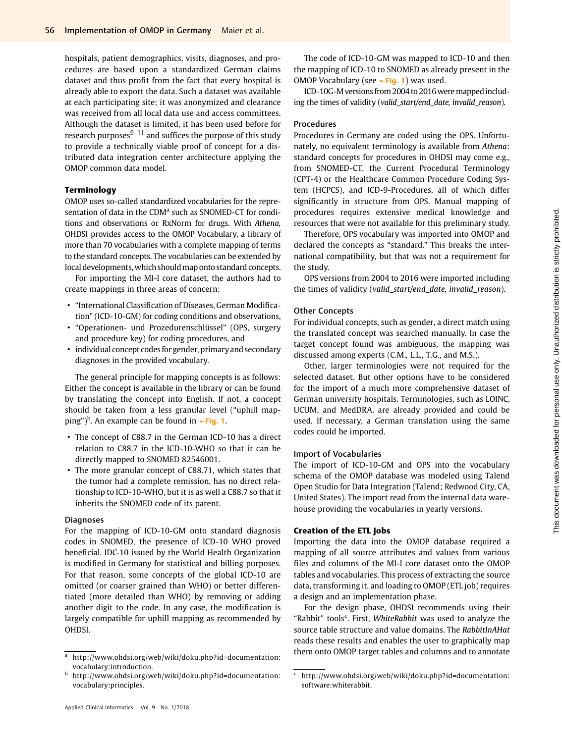hospitals, patient demographics, visits, diagnoses, and procedures are based upon a standardized German claims dataset and thus profit from the fact that every hospital is already able to export the data. Such a dataset was available at each participating site; it was anonymized and clearance was received from all local data use and access committees. Although the dataset is limited, it has been used before for research purposes[9–11] and suffices the purpose of this study to provide a technically viable proof of concept for a distributed data integration center architecture applying the OMOP common data model.

### Terminology

OMOP uses so-called standardized vocabularies for the representation of data in the CDM[a] such as SNOMED-CT for conditions and observations or RxNorm for drugs. With *Athena,* OHDSI provides access to the OMOP Vocabulary, a library of more than 70 vocabularies with a complete mapping of terms to the standard concepts. The vocabularies can be extended by local developments, which should map onto standard concepts.

For importing the MI-I core dataset, the authors had to create mappings in three areas of concern:

- "International Classification of Diseases, German Modification" (ICD-10-GM) for coding conditions and observations,
- "Operationen- und Prozedurenschlüssel" (OPS, surgery and procedure key) for coding procedures, and
- individual concept codes for gender, primary and secondary diagnoses in the provided vocabulary.

The general principle for mapping concepts is as follows: Either the concept is available in the library or can be found by translating the concept into English. If not, a concept should be taken from a less granular level ("uphill mapping")[b]. An example can be found in ►Fig. 1.

- The concept of C88.7 in the German ICD-10 has a direct relation to C88.7 in the ICD-10-WHO so that it can be directly mapped to SNOMED 82546001.
- The more granular concept of C88.71, which states that the tumor had a complete remission, has no direct relationship to ICD-10-WHO, but it is as well a C88.7 so that it inherits the SNOMED code of its parent.

#### Diagnoses

For the mapping of ICD-10-GM onto standard diagnosis codes in SNOMED, the presence of ICD-10 WHO proved beneficial. IDC-10 issued by the World Health Organization is modified in Germany for statistical and billing purposes. For that reason, some concepts of the global ICD-10 are omitted (or coarser grained than WHO) or better differentiated (more detailed than WHO) by removing or adding another digit to the code. In any case, the modification is largely compatible for uphill mapping as recommended by OHDSI.

The code of ICD-10-GM was mapped to ICD-10 and then the mapping of ICD-10 to SNOMED as already present in the OMOP Vocabulary (see ►Fig. 1) was used.

ICD-10G-M versions from 2004 to 2016 were mapped including the times of validity (*valid_start/end_date, invalid_reason*).

#### Procedures

Procedures in Germany are coded using the OPS. Unfortunately, no equivalent terminology is available from *Athena*: standard concepts for procedures in OHDSI may come e.g., from SNOMED-CT, the Current Procedural Terminology (CPT-4) or the Healthcare Common Procedure Coding System (HCPCS), and ICD-9-Procedures, all of which differ significantly in structure from OPS. Manual mapping of procedures requires extensive medical knowledge and resources that were not available for this preliminary study.

Therefore, OPS vocabulary was imported into OMOP and declared the concepts as "standard." This breaks the international compatibility, but that was not a requirement for the study.

OPS versions from 2004 to 2016 were imported including the times of validity (*valid_start/end_date, invalid_reason*).

#### Other Concepts

For individual concepts, such as gender, a direct match using the translated concept was searched manually. In case the target concept found was ambiguous, the mapping was discussed among experts (C.M., L.L., T.G., and M.S.).

Other, larger terminologies were not required for the selected dataset. But other options have to be considered for the import of a much more comprehensive dataset of German university hospitals. Terminologies, such as LOINC, UCUM, and MedDRA, are already provided and could be used. If necessary, a German translation using the same codes could be imported.

#### Import of Vocabularies

The import of ICD-10-GM and OPS into the vocabulary schema of the OMOP database was modeled using Talend Open Studio for Data Integration (Talend; Redwood City, CA, United States). The import read from the internal data warehouse providing the vocabularies in yearly versions.

### Creation of the ETL Jobs

Importing the data into the OMOP database required a mapping of all source attributes and values from various files and columns of the MI-I core dataset onto the OMOP tables and vocabularies. This process of extracting the source data, transforming it, and loading to OMOP (ETL job) requires a design and an implementation phase.

For the design phase, OHDSI recommends using their "Rabbit" tools[c]. First, *WhiteRabbit* was used to analyze the source table structure and value domains. The *RabbitInAHat* reads these results and enables the user to graphically map them onto OMOP target tables and columns and to annotate

[a] http://www.ohdsi.org/web/wiki/doku.php?id=documentation:vocabulary:introduction.

[b] http://www.ohdsi.org/web/wiki/doku.php?id=documentation:vocabulary:principles.

[c] http://www.ohdsi.org/web/wiki/doku.php?id=documentation:software:whiterabbit.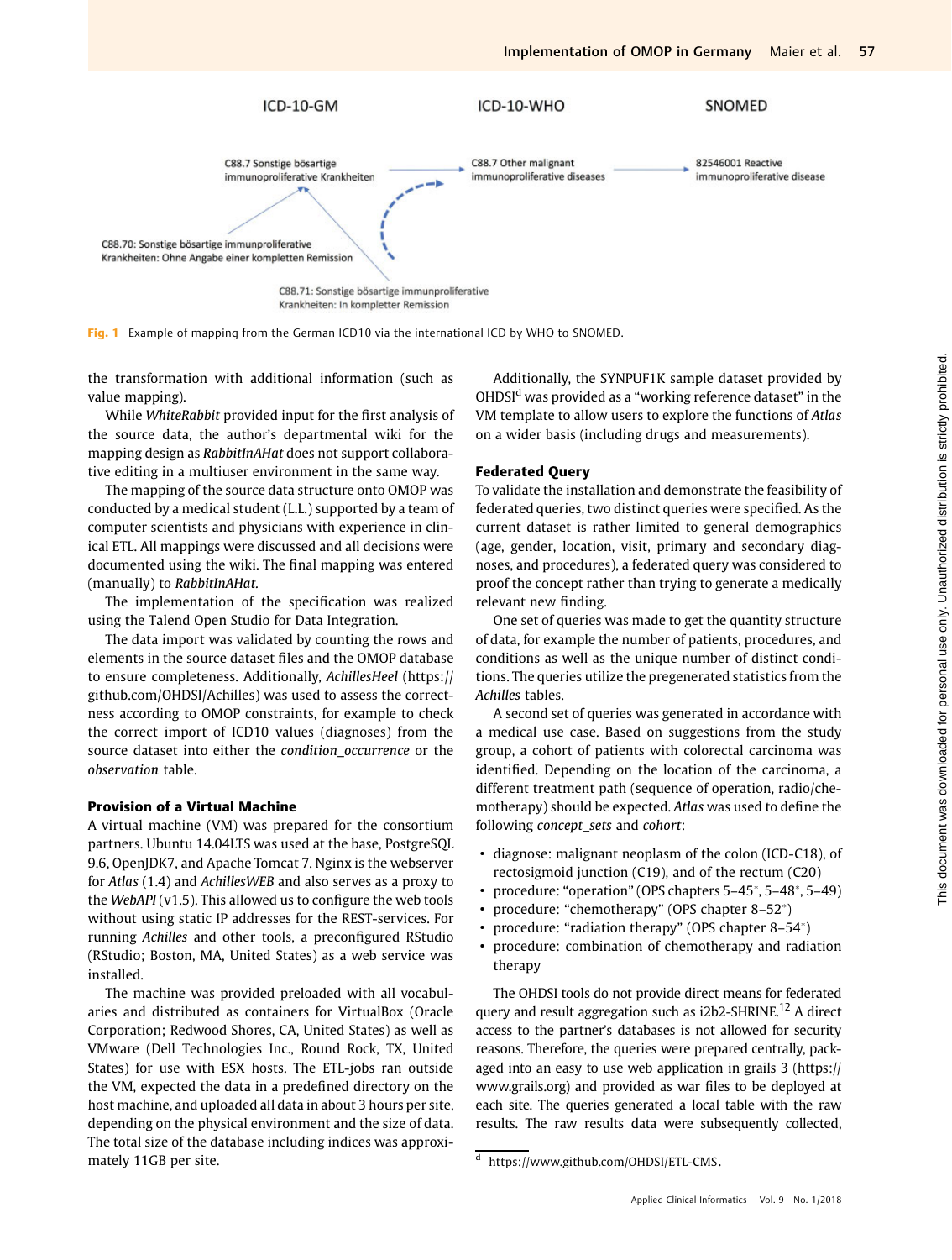ICD-10-GM

ICD-10-WHO

SNOMED

C88.7 Sonstige bösartige immunoproliferative Krankheiten

C88.7 Other malignant immunoproliferative diseases

82546001 Reactive immunoproliferative disease

C88.70: Sonstige bösartige immunoproliferative Krankheiten: Ohne Angabe einer kompletten Remission

C88.71: Sonstige bösartige immunproliferative Krankheiten: In kompletter Remission

**Fig. 1** Example of mapping from the German ICD10 via the international ICD by WHO to SNOMED.

the transformation with additional information (such as value mapping).

While *WhiteRabbit* provided input for the first analysis of the source data, the author's departmental wiki for the mapping design as *RabbitInAHat* does not support collaborative editing in a multiuser environment in the same way.

The mapping of the source data structure onto OMOP was conducted by a medical student (L.L.) supported by a team of computer scientists and physicians with experience in clinical ETL. All mappings were discussed and all decisions were documented using the wiki. The final mapping was entered (manually) to *RabbitInAHat*.

The implementation of the specification was realized using the Talend Open Studio for Data Integration.

The data import was validated by counting the rows and elements in the source dataset files and the OMOP database to ensure completeness. Additionally, *AchillesHeel* (https://github.com/OHDSI/Achilles) was used to assess the correctness according to OMOP constraints, for example to check the correct import of ICD10 values (diagnoses) from the source dataset into either the *condition_occurrence* or the *observation* table.

### Provision of a Virtual Machine

A virtual machine (VM) was prepared for the consortium partners. Ubuntu 14.04LTS was used at the base, PostgreSQL 9.6, OpenJDK7, and Apache Tomcat 7. Nginx is the webserver for *Atlas* (1.4) and *AchillesWEB* and also serves as a proxy to the *WebAPI* (v1.5). This allowed us to configure the web tools without using static IP addresses for the REST-services. For running *Achilles* and other tools, a preconfigured RStudio (RStudio; Boston, MA, United States) as a web service was installed.

The machine was provided preloaded with all vocabularies and distributed as containers for VirtualBox (Oracle Corporation; Redwood Shores, CA, United States) as well as VMware (Dell Technologies Inc., Round Rock, TX, United States) for use with ESX hosts. The ETL-jobs ran outside the VM, expected the data in a predefined directory on the host machine, and uploaded all data in about 3 hours per site, depending on the physical environment and the size of data. The total size of the database including indices was approximately 11GB per site.

Additionally, the SYNPUF1K sample dataset provided by OHDSI[d] was provided as a "working reference dataset" in the VM template to allow users to explore the functions of *Atlas* on a wider basis (including drugs and measurements).

### Federated Query

To validate the installation and demonstrate the feasibility of federated queries, two distinct queries were specified. As the current dataset is rather limited to general demographics (age, gender, location, visit, primary and secondary diagnoses, and procedures), a federated query was considered to proof the concept rather than trying to generate a medically relevant new finding.

One set of queries was made to get the quantity structure of data, for example the number of patients, procedures, and conditions as well as the unique number of distinct conditions. The queries utilize the pregenerated statistics from the *Achilles* tables.

A second set of queries was generated in accordance with a medical use case. Based on suggestions from the study group, a cohort of patients with colorectal carcinoma was identified. Depending on the location of the carcinoma, a different treatment path (sequence of operation, radio/chemotherapy) should be expected. *Atlas* was used to define the following *concept_sets* and *cohort*:

- diagnose: malignant neoplasm of the colon (ICD-C18), of rectosigmoid junction (C19), and of the rectum (C20)
- procedure: "operation" (OPS chapters 5–45*, 5–48*, 5–49)
- procedure: "chemotherapy" (OPS chapter 8–52*)
- procedure: "radiation therapy" (OPS chapter 8–54*)
- procedure: combination of chemotherapy and radiation therapy

The OHDSI tools do not provide direct means for federated query and result aggregation such as i2b2-SHRINE.[12] A direct access to the partner's databases is not allowed for security reasons. Therefore, the queries were prepared centrally, packaged into an easy to use web application in grails 3 (https://www.grails.org) and provided as war files to be deployed at each site. The queries generated a local table with the raw results. The raw results data were subsequently collected,

[d] https://www.github.com/OHDSI/ETL-CMS.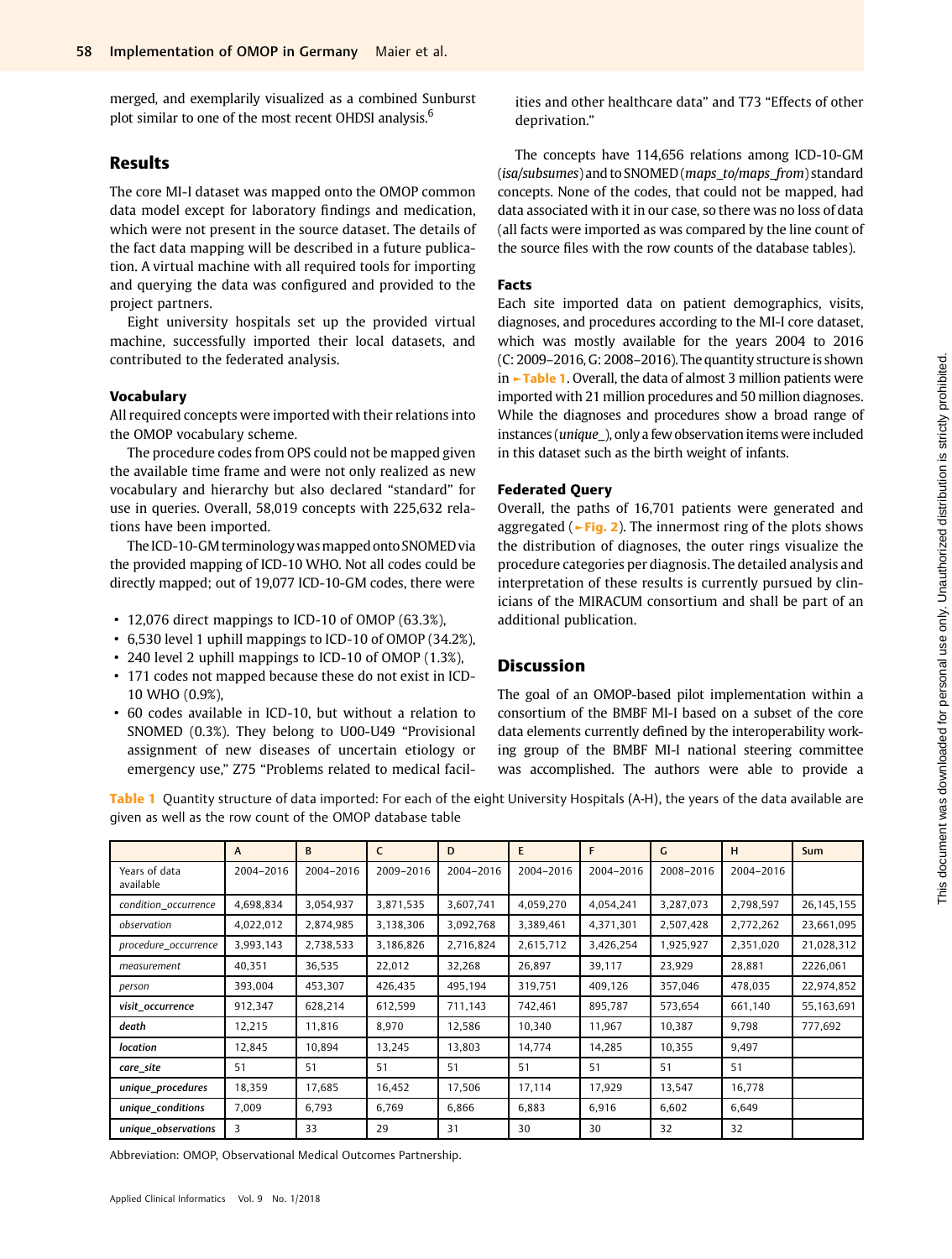merged, and exemplarily visualized as a combined Sunburst plot similar to one of the most recent OHDSI analysis.[6]

## Results

The core MI-I dataset was mapped onto the OMOP common data model except for laboratory findings and medication, which were not present in the source dataset. The details of the fact data mapping will be described in a future publication. A virtual machine with all required tools for importing and querying the data was configured and provided to the project partners.

Eight university hospitals set up the provided virtual machine, successfully imported their local datasets, and contributed to the federated analysis.

### Vocabulary

All required concepts were imported with their relations into the OMOP vocabulary scheme.

The procedure codes from OPS could not be mapped given the available time frame and were not only realized as new vocabulary and hierarchy but also declared "standard" for use in queries. Overall, 58,019 concepts with 225,632 relations have been imported.

The ICD-10-GM terminology was mapped onto SNOMED via the provided mapping of ICD-10 WHO. Not all codes could be directly mapped; out of 19,077 ICD-10-GM codes, there were

- 12,076 direct mappings to ICD-10 of OMOP (63.3%),
- 6,530 level 1 uphill mappings to ICD-10 of OMOP (34.2%),
- 240 level 2 uphill mappings to ICD-10 of OMOP (1.3%),
- 171 codes not mapped because these do not exist in ICD-10 WHO (0.9%),
- 60 codes available in ICD-10, but without a relation to SNOMED (0.3%). They belong to U00-U49 "Provisional assignment of new diseases of uncertain etiology or emergency use," Z75 "Problems related to medical facilities and other healthcare data" and T73 "Effects of other deprivation."

The concepts have 114,656 relations among ICD-10-GM (*isa/subsumes*) and to SNOMED (*maps_to/maps_from*) standard concepts. None of the codes, that could not be mapped, had data associated with it in our case, so there was no loss of data (all facts were imported as was compared by the line count of the source files with the row counts of the database tables).

### Facts

Each site imported data on patient demographics, visits, diagnoses, and procedures according to the MI-I core dataset, which was mostly available for the years 2004 to 2016 (C: 2009–2016, G: 2008–2016). The quantity structure is shown in ►Table 1. Overall, the data of almost 3 million patients were imported with 21 million procedures and 50 million diagnoses. While the diagnoses and procedures show a broad range of instances (*unique_*), only a few observation items were included in this dataset such as the birth weight of infants.

### Federated Query

Overall, the paths of 16,701 patients were generated and aggregated (►Fig. 2). The innermost ring of the plots shows the distribution of diagnoses, the outer rings visualize the procedure categories per diagnosis. The detailed analysis and interpretation of these results is currently pursued by clinicians of the MIRACUM consortium and shall be part of an additional publication.

## Discussion

The goal of an OMOP-based pilot implementation within a consortium of the BMBF MI-I based on a subset of the core data elements currently defined by the interoperability working group of the BMBF MI-I national steering committee was accomplished. The authors were able to provide a

**Table 1** Quantity structure of data imported: For each of the eight University Hospitals (A-H), the years of the data available are given as well as the row count of the OMOP database table

| | A | B | C | D | E | F | G | H | Sum |
|---|---|---|---|---|---|---|---|---|---|
| Years of data available | 2004–2016 | 2004–2016 | 2009–2016 | 2004–2016 | 2004–2016 | 2004–2016 | 2008–2016 | 2004–2016 | |
| *condition_occurrence* | 4,698,834 | 3,054,937 | 3,871,535 | 3,607,741 | 4,059,270 | 4,054,241 | 3,287,073 | 2,798,597 | 26,145,155 |
| *observation* | 4,022,012 | 2,874,985 | 3,138,306 | 3,092,768 | 3,389,461 | 4,371,301 | 2,507,428 | 2,772,262 | 23,661,095 |
| *procedure_occurrence* | 3,993,143 | 2,738,533 | 3,186,826 | 2,716,824 | 2,615,712 | 3,426,254 | 1,925,927 | 2,351,020 | 21,028,312 |
| *measurement* | 40,351 | 36,535 | 22,012 | 32,268 | 26,897 | 39,117 | 23,929 | 28,881 | 2226,061 |
| *person* | 393,004 | 453,307 | 426,435 | 495,194 | 319,751 | 409,126 | 357,046 | 478,035 | 22,974,852 |
| ***visit_occurrence*** | 912,347 | 628,214 | 612,599 | 711,143 | 742,461 | 895,787 | 573,654 | 661,140 | 55,163,691 |
| ***death*** | 12,215 | 11,816 | 8,970 | 12,586 | 10,340 | 11,967 | 10,387 | 9,798 | 777,692 |
| ***location*** | 12,845 | 10,894 | 13,245 | 13,803 | 14,774 | 14,285 | 10,355 | 9,497 | |
| ***care_site*** | 51 | 51 | 51 | 51 | 51 | 51 | 51 | 51 | |
| ***unique_procedures*** | 18,359 | 17,685 | 16,452 | 17,506 | 17,114 | 17,929 | 13,547 | 16,778 | |
| ***unique_conditions*** | 7,009 | 6,793 | 6,769 | 6,866 | 6,883 | 6,916 | 6,602 | 6,649 | |
| ***unique_observations*** | 3 | 33 | 29 | 31 | 30 | 30 | 32 | 32 | |

Abbreviation: OMOP, Observational Medical Outcomes Partnership.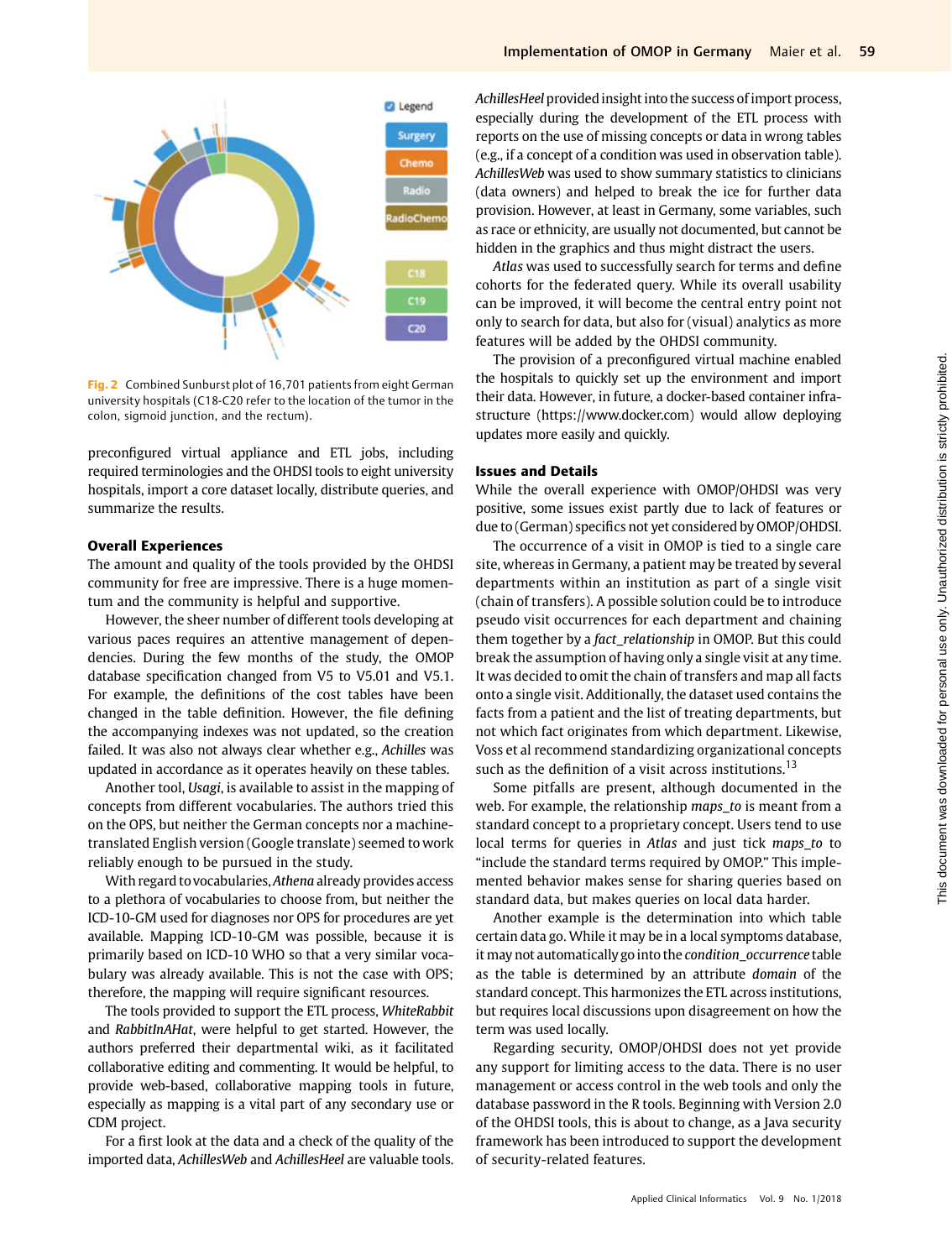Fig. 2 Combined Sunburst plot of 16,701 patients from eight German university hospitals (C18-C20 refer to the location of the tumor in the colon, sigmoid junction, and the rectum).

preconfigured virtual appliance and ETL jobs, including required terminologies and the OHDSI tools to eight university hospitals, import a core dataset locally, distribute queries, and summarize the results.

### Overall Experiences

The amount and quality of the tools provided by the OHDSI community for free are impressive. There is a huge momentum and the community is helpful and supportive.

However, the sheer number of different tools developing at various paces requires an attentive management of dependencies. During the few months of the study, the OMOP database specification changed from V5 to V5.01 and V5.1. For example, the definitions of the cost tables have been changed in the table definition. However, the file defining the accompanying indexes was not updated, so the creation failed. It was also not always clear whether e.g., *Achilles* was updated in accordance as it operates heavily on these tables.

Another tool, *Usagi*, is available to assist in the mapping of concepts from different vocabularies. The authors tried this on the OPS, but neither the German concepts nor a machine-translated English version (Google translate) seemed to work reliably enough to be pursued in the study.

With regard to vocabularies, *Athena* already provides access to a plethora of vocabularies to choose from, but neither the ICD-10-GM used for diagnoses nor OPS for procedures are yet available. Mapping ICD-10-GM was possible, because it is primarily based on ICD-10 WHO so that a very similar vocabulary was already available. This is not the case with OPS; therefore, the mapping will require significant resources.

The tools provided to support the ETL process, *WhiteRabbit* and *RabbitInAHat*, were helpful to get started. However, the authors preferred their departmental wiki, as it facilitated collaborative editing and commenting. It would be helpful, to provide web-based, collaborative mapping tools in future, especially as mapping is a vital part of any secondary use or CDM project.

For a first look at the data and a check of the quality of the imported data, *AchillesWeb* and *AchillesHeel* are valuable tools. *AchillesHeel* provided insight into the success of import process, especially during the development of the ETL process with reports on the use of missing concepts or data in wrong tables (e.g., if a concept of a condition was used in observation table). *AchillesWeb* was used to show summary statistics to clinicians (data owners) and helped to break the ice for further data provision. However, at least in Germany, some variables, such as race or ethnicity, are usually not documented, but cannot be hidden in the graphics and thus might distract the users.

*Atlas* was used to successfully search for terms and define cohorts for the federated query. While its overall usability can be improved, it will become the central entry point not only to search for data, but also for (visual) analytics as more features will be added by the OHDSI community.

The provision of a preconfigured virtual machine enabled the hospitals to quickly set up the environment and import their data. However, in future, a docker-based container infrastructure (https://www.docker.com) would allow deploying updates more easily and quickly.

### Issues and Details

While the overall experience with OMOP/OHDSI was very positive, some issues exist partly due to lack of features or due to (German) specifics not yet considered by OMOP/OHDSI.

The occurrence of a visit in OMOP is tied to a single care site, whereas in Germany, a patient may be treated by several departments within an institution as part of a single visit (chain of transfers). A possible solution could be to introduce pseudo visit occurrences for each department and chaining them together by a *fact_relationship* in OMOP. But this could break the assumption of having only a single visit at any time. It was decided to omit the chain of transfers and map all facts onto a single visit. Additionally, the dataset used contains the facts from a patient and the list of treating departments, but not which fact originates from which department. Likewise, Voss et al recommend standardizing organizational concepts such as the definition of a visit across institutions.[13]

Some pitfalls are present, although documented in the web. For example, the relationship *maps_to* is meant from a standard concept to a proprietary concept. Users tend to use local terms for queries in *Atlas* and just tick *maps_to* to "include the standard terms required by OMOP." This implemented behavior makes sense for sharing queries based on standard data, but makes queries on local data harder.

Another example is the determination into which table certain data go. While it may be in a local symptoms database, it may not automatically go into the *condition_occurrence* table as the table is determined by an attribute *domain* of the standard concept. This harmonizes the ETL across institutions, but requires local discussions upon disagreement on how the term was used locally.

Regarding security, OMOP/OHDSI does not yet provide any support for limiting access to the data. There is no user management or access control in the web tools and only the database password in the R tools. Beginning with Version 2.0 of the OHDSI tools, this is about to change, as a Java security framework has been introduced to support the development of security-related features.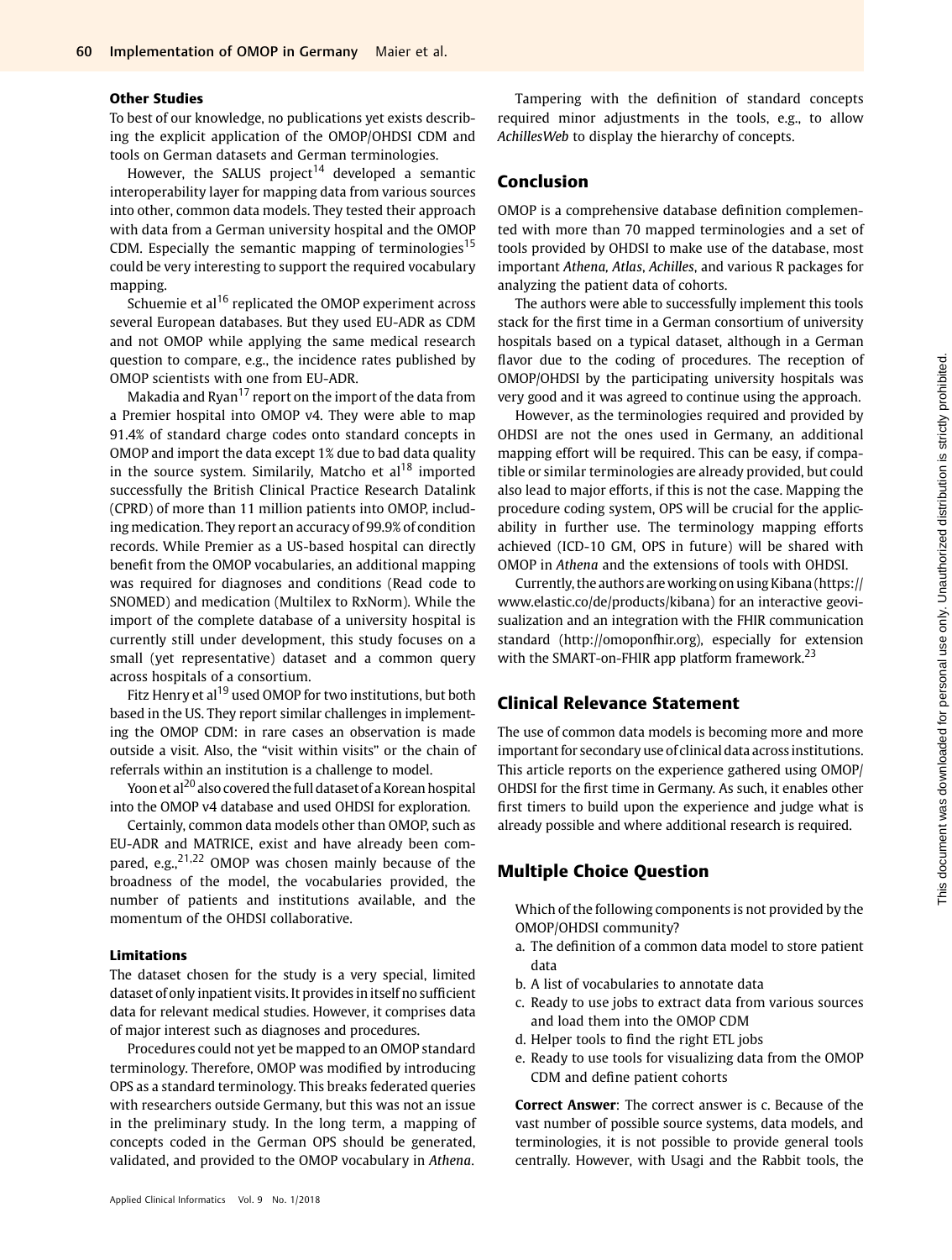#### Other Studies

To best of our knowledge, no publications yet exists describing the explicit application of the OMOP/OHDSI CDM and tools on German datasets and German terminologies.

However, the SALUS project[14] developed a semantic interoperability layer for mapping data from various sources into other, common data models. They tested their approach with data from a German university hospital and the OMOP CDM. Especially the semantic mapping of terminologies[15] could be very interesting to support the required vocabulary mapping.

Schuemie et al[16] replicated the OMOP experiment across several European databases. But they used EU-ADR as CDM and not OMOP while applying the same medical research question to compare, e.g., the incidence rates published by OMOP scientists with one from EU-ADR.

Makadia and Ryan[17] report on the import of the data from a Premier hospital into OMOP v4. They were able to map 91.4% of standard charge codes onto standard concepts in OMOP and import the data except 1% due to bad data quality in the source system. Similarily, Matcho et al[18] imported successfully the British Clinical Practice Research Datalink (CPRD) of more than 11 million patients into OMOP, including medication. They report an accuracy of 99.9% of condition records. While Premier as a US-based hospital can directly benefit from the OMOP vocabularies, an additional mapping was required for diagnoses and conditions (Read code to SNOMED) and medication (Multilex to RxNorm). While the import of the complete database of a university hospital is currently still under development, this study focuses on a small (yet representative) dataset and a common query across hospitals of a consortium.

Fitz Henry et al[19] used OMOP for two institutions, but both based in the US. They report similar challenges in implementing the OMOP CDM: in rare cases an observation is made outside a visit. Also, the "visit within visits" or the chain of referrals within an institution is a challenge to model.

Yoon et al[20] also covered the full dataset of a Korean hospital into the OMOP v4 database and used OHDSI for exploration.

Certainly, common data models other than OMOP, such as EU-ADR and MATRICE, exist and have already been compared, e.g.,[21,22] OMOP was chosen mainly because of the broadness of the model, the vocabularies provided, the number of patients and institutions available, and the momentum of the OHDSI collaborative.

#### Limitations

The dataset chosen for the study is a very special, limited dataset of only inpatient visits. It provides in itself no sufficient data for relevant medical studies. However, it comprises data of major interest such as diagnoses and procedures.

Procedures could not yet be mapped to an OMOP standard terminology. Therefore, OMOP was modified by introducing OPS as a standard terminology. This breaks federated queries with researchers outside Germany, but this was not an issue in the preliminary study. In the long term, a mapping of concepts coded in the German OPS should be generated, validated, and provided to the OMOP vocabulary in *Athena*.

Tampering with the definition of standard concepts required minor adjustments in the tools, e.g., to allow *AchillesWeb* to display the hierarchy of concepts.

## Conclusion

OMOP is a comprehensive database definition complemented with more than 70 mapped terminologies and a set of tools provided by OHDSI to make use of the database, most important *Athena, Atlas, Achilles*, and various R packages for analyzing the patient data of cohorts.

The authors were able to successfully implement this tools stack for the first time in a German consortium of university hospitals based on a typical dataset, although in a German flavor due to the coding of procedures. The reception of OMOP/OHDSI by the participating university hospitals was very good and it was agreed to continue using the approach.

However, as the terminologies required and provided by OHDSI are not the ones used in Germany, an additional mapping effort will be required. This can be easy, if compatible or similar terminologies are already provided, but could also lead to major efforts, if this is not the case. Mapping the procedure coding system, OPS will be crucial for the applicability in further use. The terminology mapping efforts achieved (ICD-10 GM, OPS in future) will be shared with OMOP in *Athena* and the extensions of tools with OHDSI.

Currently, the authors are working on using Kibana (https://www.elastic.co/de/products/kibana) for an interactive geovisualization and an integration with the FHIR communication standard (http://omoponfhir.org), especially for extension with the SMART-on-FHIR app platform framework.[23]

## Clinical Relevance Statement

The use of common data models is becoming more and more important for secondary use of clinical data across institutions. This article reports on the experience gathered using OMOP/OHDSI for the first time in Germany. As such, it enables other first timers to build upon the experience and judge what is already possible and where additional research is required.

## Multiple Choice Question

Which of the following components is not provided by the OMOP/OHDSI community?

a. The definition of a common data model to store patient data
b. A list of vocabularies to annotate data
c. Ready to use jobs to extract data from various sources and load them into the OMOP CDM
d. Helper tools to find the right ETL jobs
e. Ready to use tools for visualizing data from the OMOP CDM and define patient cohorts

**Correct Answer**: The correct answer is c. Because of the vast number of possible source systems, data models, and terminologies, it is not possible to provide general tools centrally. However, with Usagi and the Rabbit tools, the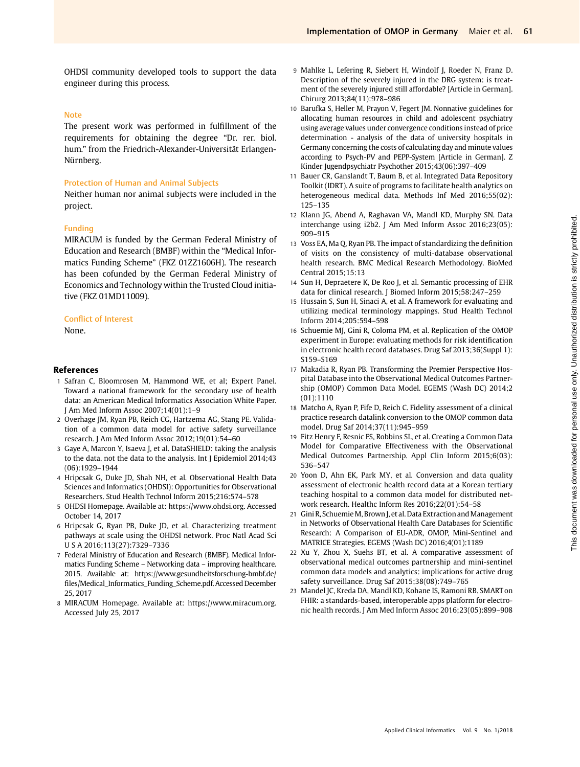OHDSI community developed tools to support the data engineer during this process.

## Note

The present work was performed in fulfillment of the requirements for obtaining the degree "Dr. rer. biol. hum." from the Friedrich-Alexander-Universität Erlangen-Nürnberg.

## Protection of Human and Animal Subjects

Neither human nor animal subjects were included in the project.

## Funding

MIRACUM is funded by the German Federal Ministry of Education and Research (BMBF) within the "Medical Informatics Funding Scheme" (FKZ 01ZZ1606H). The research has been cofunded by the German Federal Ministry of Economics and Technology within the Trusted Cloud initiative (FKZ 01MD11009).

## Conflict of Interest

None.

## References

1. Safran C, Bloomrosen M, Hammond WE, et al; Expert Panel. Toward a national framework for the secondary use of health data: an American Medical Informatics Association White Paper. J Am Med Inform Assoc 2007;14(01):1–9
2. Overhage JM, Ryan PB, Reich CG, Hartzema AG, Stang PE. Validation of a common data model for active safety surveillance research. J Am Med Inform Assoc 2012;19(01):54–60
3. Gaye A, Marcon Y, Isaeva J, et al. DataSHIELD: taking the analysis to the data, not the data to the analysis. Int J Epidemiol 2014;43(06):1929–1944
4. Hripcsak G, Duke JD, Shah NH, et al. Observational Health Data Sciences and Informatics (OHDSI): Opportunities for Observational Researchers. Stud Health Technol Inform 2015;216:574–578
5. OHDSI Homepage. Available at: https://www.ohdsi.org. Accessed October 14, 2017
6. Hripcsak G, Ryan PB, Duke JD, et al. Characterizing treatment pathways at scale using the OHDSI network. Proc Natl Acad Sci U S A 2016;113(27):7329–7336
7. Federal Ministry of Education and Research (BMBF). Medical Informatics Funding Scheme – Networking data – improving healthcare. 2015. Available at: https://www.gesundheitsforschung-bmbf.de/files/Medical_Informatics_Funding_Scheme.pdf. Accessed December 25, 2017
8. MIRACUM Homepage. Available at: https://www.miracum.org. Accessed July 25, 2017
9. Mahlke L, Lefering R, Siebert H, Windolf J, Roeder N, Franz D. Description of the severely injured in the DRG system: is treatment of the severely injured still affordable? [Article in German]. Chirurg 2013;84(11):978–986
10. Barufka S, Heller M, Prayon V, Fegert JM. Nonnative guidelines for allocating human resources in child and adolescent psychiatry using average values under convergence conditions instead of price determination - analysis of the data of university hospitals in Germany concerning the costs of calculating day and minute values according to Psych-PV and PEPP-System [Article in German]. Z Kinder Jugendpsychiatr Psychother 2015;43(06):397–409
11. Bauer CR, Ganslandt T, Baum B, et al. Integrated Data Repository Toolkit (IDRT). A suite of programs to facilitate health analytics on heterogeneous medical data. Methods Inf Med 2016;55(02):125–135
12. Klann JG, Abend A, Raghavan VA, Mandl KD, Murphy SN. Data interchange using i2b2. J Am Med Inform Assoc 2016;23(05):909–915
13. Voss EA, Ma Q, Ryan PB. The impact of standardizing the definition of visits on the consistency of multi-database observational health research. BMC Medical Research Methodology. BioMed Central 2015;15:13
14. Sun H, Depraetere K, De Roo J, et al. Semantic processing of EHR data for clinical research. J Biomed Inform 2015;58:247–259
15. Hussain S, Sun H, Sinaci A, et al. A framework for evaluating and utilizing medical terminology mappings. Stud Health Technol Inform 2014;205:594–598
16. Schuemie MJ, Gini R, Coloma PM, et al. Replication of the OMOP experiment in Europe: evaluating methods for risk identification in electronic health record databases. Drug Saf 2013;36(Suppl 1):S159–S169
17. Makadia R, Ryan PB. Transforming the Premier Perspective Hospital Database into the Observational Medical Outcomes Partnership (OMOP) Common Data Model. EGEMS (Wash DC) 2014;2(01):1110
18. Matcho A, Ryan P, Fife D, Reich C. Fidelity assessment of a clinical practice research datalink conversion to the OMOP common data model. Drug Saf 2014;37(11):945–959
19. Fitz Henry F, Resnic FS, Robbins SL, et al. Creating a Common Data Model for Comparative Effectiveness with the Observational Medical Outcomes Partnership. Appl Clin Inform 2015;6(03):536–547
20. Yoon D, Ahn EK, Park MY, et al. Conversion and data quality assessment of electronic health record data at a Korean tertiary teaching hospital to a common data model for distributed network research. Healthc Inform Res 2016;22(01):54–58
21. Gini R, Schuemie M, Brown J, et al. Data Extraction and Management in Networks of Observational Health Care Databases for Scientific Research: A Comparison of EU-ADR, OMOP, Mini-Sentinel and MATRICE Strategies. EGEMS (Wash DC) 2016;4(01):1189
22. Xu Y, Zhou X, Suehs BT, et al. A comparative assessment of observational medical outcomes partnership and mini-sentinel common data models and analytics: implications for active drug safety surveillance. Drug Saf 2015;38(08):749–765
23. Mandel JC, Kreda DA, Mandl KD, Kohane IS, Ramoni RB. SMART on FHIR: a standards-based, interoperable apps platform for electronic health records. J Am Med Inform Assoc 2016;23(05):899–908